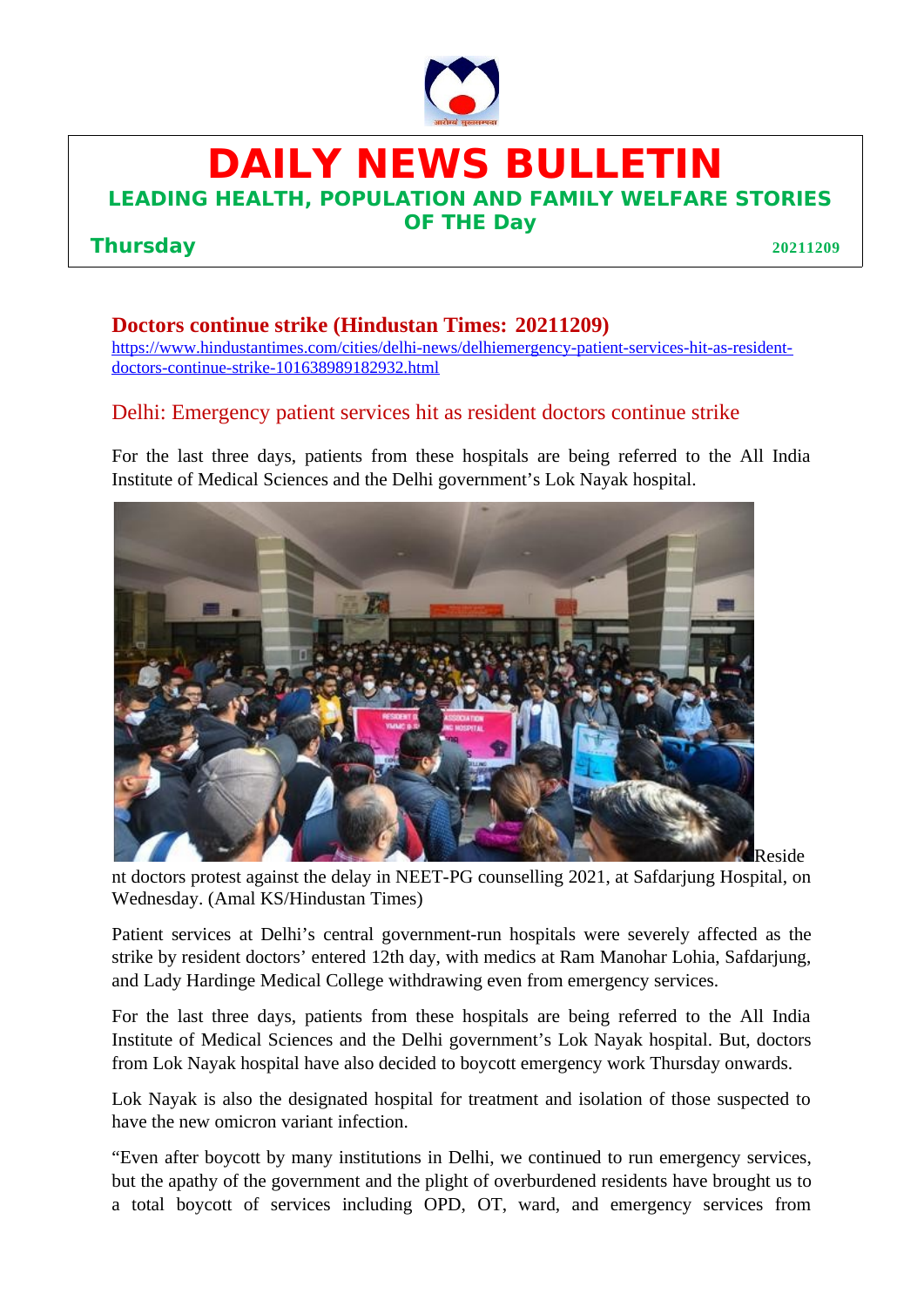# DAILY NEWS BULLETIN

## LEADING HEALTH, POPULATION AND FAMILY WELFARE STORIES OF THE Day

**Thursday** **20211209**

## Doctors continue strike (Hindustan Times: 20211209)

https://www.hindustantimes.com/cities/delhi-news/delhiemergency-patient-services-hit-as-resident-doctors-continue-strike-101638989182932.html

### Delhi: Emergency patient services hit as resident doctors continue strike

For the last three days, patients from these hospitals are being referred to the All India Institute of Medical Sciences and the Delhi government's Lok Nayak hospital.

Resident doctors protest against the delay in NEET-PG counselling 2021, at Safdarjung Hospital, on Wednesday. (Amal KS/Hindustan Times)

Patient services at Delhi's central government-run hospitals were severely affected as the strike by resident doctors' entered 12th day, with medics at Ram Manohar Lohia, Safdarjung, and Lady Hardinge Medical College withdrawing even from emergency services.

For the last three days, patients from these hospitals are being referred to the All India Institute of Medical Sciences and the Delhi government's Lok Nayak hospital. But, doctors from Lok Nayak hospital have also decided to boycott emergency work Thursday onwards.

Lok Nayak is also the designated hospital for treatment and isolation of those suspected to have the new omicron variant infection.

"Even after boycott by many institutions in Delhi, we continued to run emergency services, but the apathy of the government and the plight of overburdened residents have brought us to a total boycott of services including OPD, OT, ward, and emergency services from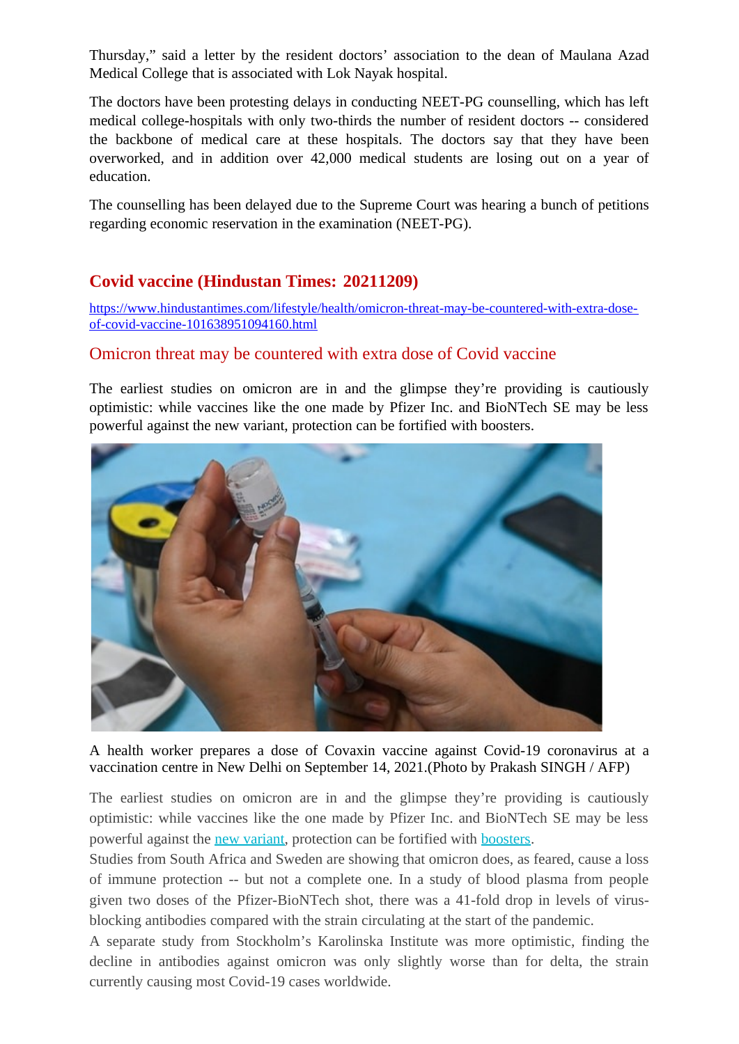Thursday," said a letter by the resident doctors' association to the dean of Maulana Azad Medical College that is associated with Lok Nayak hospital.

The doctors have been protesting delays in conducting NEET-PG counselling, which has left medical college-hospitals with only two-thirds the number of resident doctors -- considered the backbone of medical care at these hospitals. The doctors say that they have been overworked, and in addition over 42,000 medical students are losing out on a year of education.

The counselling has been delayed due to the Supreme Court was hearing a bunch of petitions regarding economic reservation in the examination (NEET-PG).

## Covid vaccine (Hindustan Times: 20211209)

https://www.hindustantimes.com/lifestyle/health/omicron-threat-may-be-countered-with-extra-dose-of-covid-vaccine-101638951094160.html

### Omicron threat may be countered with extra dose of Covid vaccine

The earliest studies on omicron are in and the glimpse they're providing is cautiously optimistic: while vaccines like the one made by Pfizer Inc. and BioNTech SE may be less powerful against the new variant, protection can be fortified with boosters.

A health worker prepares a dose of Covaxin vaccine against Covid-19 coronavirus at a vaccination centre in New Delhi on September 14, 2021.(Photo by Prakash SINGH / AFP)

The earliest studies on omicron are in and the glimpse they're providing is cautiously optimistic: while vaccines like the one made by Pfizer Inc. and BioNTech SE may be less powerful against the new variant, protection can be fortified with boosters.
Studies from South Africa and Sweden are showing that omicron does, as feared, cause a loss of immune protection -- but not a complete one. In a study of blood plasma from people given two doses of the Pfizer-BioNTech shot, there was a 41-fold drop in levels of virus-blocking antibodies compared with the strain circulating at the start of the pandemic.
A separate study from Stockholm's Karolinska Institute was more optimistic, finding the decline in antibodies against omicron was only slightly worse than for delta, the strain currently causing most Covid-19 cases worldwide.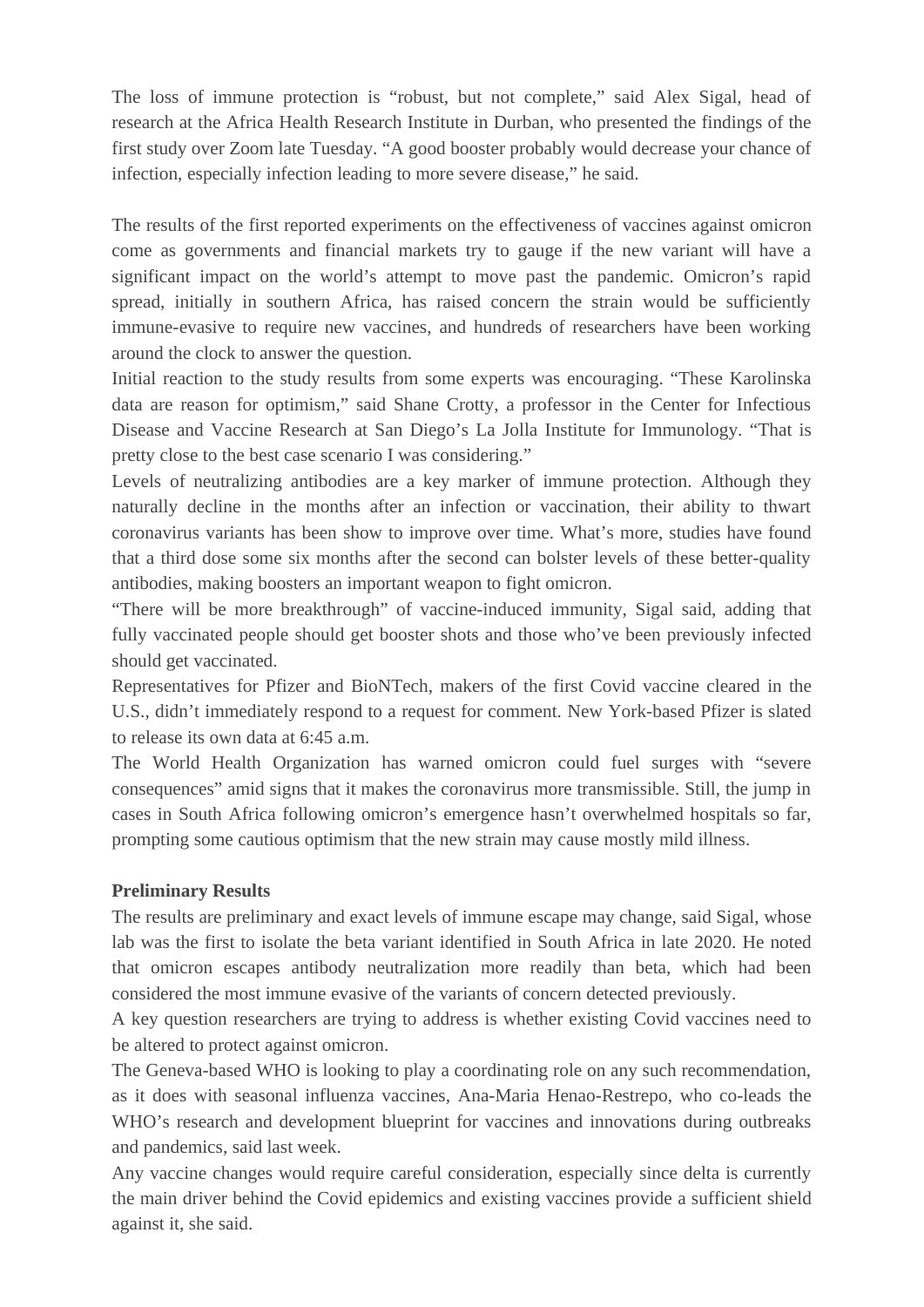The loss of immune protection is “robust, but not complete,” said Alex Sigal, head of research at the Africa Health Research Institute in Durban, who presented the findings of the first study over Zoom late Tuesday. “A good booster probably would decrease your chance of infection, especially infection leading to more severe disease,” he said.

The results of the first reported experiments on the effectiveness of vaccines against omicron come as governments and financial markets try to gauge if the new variant will have a significant impact on the world’s attempt to move past the pandemic. Omicron’s rapid spread, initially in southern Africa, has raised concern the strain would be sufficiently immune-evasive to require new vaccines, and hundreds of researchers have been working around the clock to answer the question.

Initial reaction to the study results from some experts was encouraging. “These Karolinska data are reason for optimism,” said Shane Crotty, a professor in the Center for Infectious Disease and Vaccine Research at San Diego’s La Jolla Institute for Immunology. “That is pretty close to the best case scenario I was considering.”

Levels of neutralizing antibodies are a key marker of immune protection. Although they naturally decline in the months after an infection or vaccination, their ability to thwart coronavirus variants has been show to improve over time. What’s more, studies have found that a third dose some six months after the second can bolster levels of these better-quality antibodies, making boosters an important weapon to fight omicron.

“There will be more breakthrough” of vaccine-induced immunity, Sigal said, adding that fully vaccinated people should get booster shots and those who’ve been previously infected should get vaccinated.

Representatives for Pfizer and BioNTech, makers of the first Covid vaccine cleared in the U.S., didn’t immediately respond to a request for comment. New York-based Pfizer is slated to release its own data at 6:45 a.m.

The World Health Organization has warned omicron could fuel surges with “severe consequences” amid signs that it makes the coronavirus more transmissible. Still, the jump in cases in South Africa following omicron’s emergence hasn’t overwhelmed hospitals so far, prompting some cautious optimism that the new strain may cause mostly mild illness.

**Preliminary Results**

The results are preliminary and exact levels of immune escape may change, said Sigal, whose lab was the first to isolate the beta variant identified in South Africa in late 2020. He noted that omicron escapes antibody neutralization more readily than beta, which had been considered the most immune evasive of the variants of concern detected previously.

A key question researchers are trying to address is whether existing Covid vaccines need to be altered to protect against omicron.

The Geneva-based WHO is looking to play a coordinating role on any such recommendation, as it does with seasonal influenza vaccines, Ana-Maria Henao-Restrepo, who co-leads the WHO’s research and development blueprint for vaccines and innovations during outbreaks and pandemics, said last week.

Any vaccine changes would require careful consideration, especially since delta is currently the main driver behind the Covid epidemics and existing vaccines provide a sufficient shield against it, she said.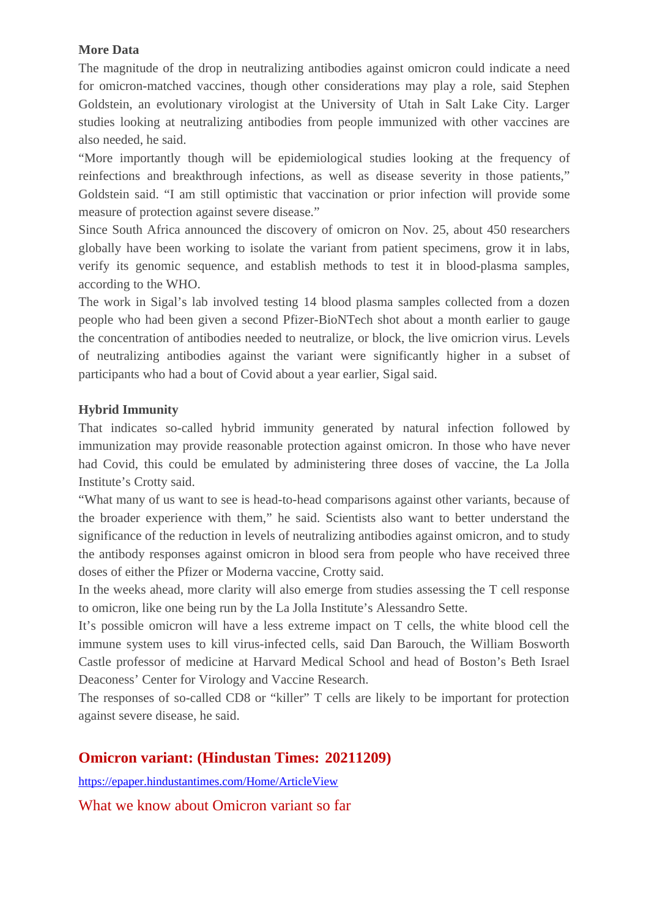**More Data**

The magnitude of the drop in neutralizing antibodies against omicron could indicate a need for omicron-matched vaccines, though other considerations may play a role, said Stephen Goldstein, an evolutionary virologist at the University of Utah in Salt Lake City. Larger studies looking at neutralizing antibodies from people immunized with other vaccines are also needed, he said.

"More importantly though will be epidemiological studies looking at the frequency of reinfections and breakthrough infections, as well as disease severity in those patients," Goldstein said. "I am still optimistic that vaccination or prior infection will provide some measure of protection against severe disease."

Since South Africa announced the discovery of omicron on Nov. 25, about 450 researchers globally have been working to isolate the variant from patient specimens, grow it in labs, verify its genomic sequence, and establish methods to test it in blood-plasma samples, according to the WHO.

The work in Sigal's lab involved testing 14 blood plasma samples collected from a dozen people who had been given a second Pfizer-BioNTech shot about a month earlier to gauge the concentration of antibodies needed to neutralize, or block, the live omicron virus. Levels of neutralizing antibodies against the variant were significantly higher in a subset of participants who had a bout of Covid about a year earlier, Sigal said.

**Hybrid Immunity**

That indicates so-called hybrid immunity generated by natural infection followed by immunization may provide reasonable protection against omicron. In those who have never had Covid, this could be emulated by administering three doses of vaccine, the La Jolla Institute's Crotty said.

"What many of us want to see is head-to-head comparisons against other variants, because of the broader experience with them," he said. Scientists also want to better understand the significance of the reduction in levels of neutralizing antibodies against omicron, and to study the antibody responses against omicron in blood sera from people who have received three doses of either the Pfizer or Moderna vaccine, Crotty said.

In the weeks ahead, more clarity will also emerge from studies assessing the T cell response to omicron, like one being run by the La Jolla Institute's Alessandro Sette.

It's possible omicron will have a less extreme impact on T cells, the white blood cell the immune system uses to kill virus-infected cells, said Dan Barouch, the William Bosworth Castle professor of medicine at Harvard Medical School and head of Boston's Beth Israel Deaconess' Center for Virology and Vaccine Research.

The responses of so-called CD8 or "killer" T cells are likely to be important for protection against severe disease, he said.

## Omicron variant: (Hindustan Times: 20211209)

https://epaper.hindustantimes.com/Home/ArticleView

### What we know about Omicron variant so far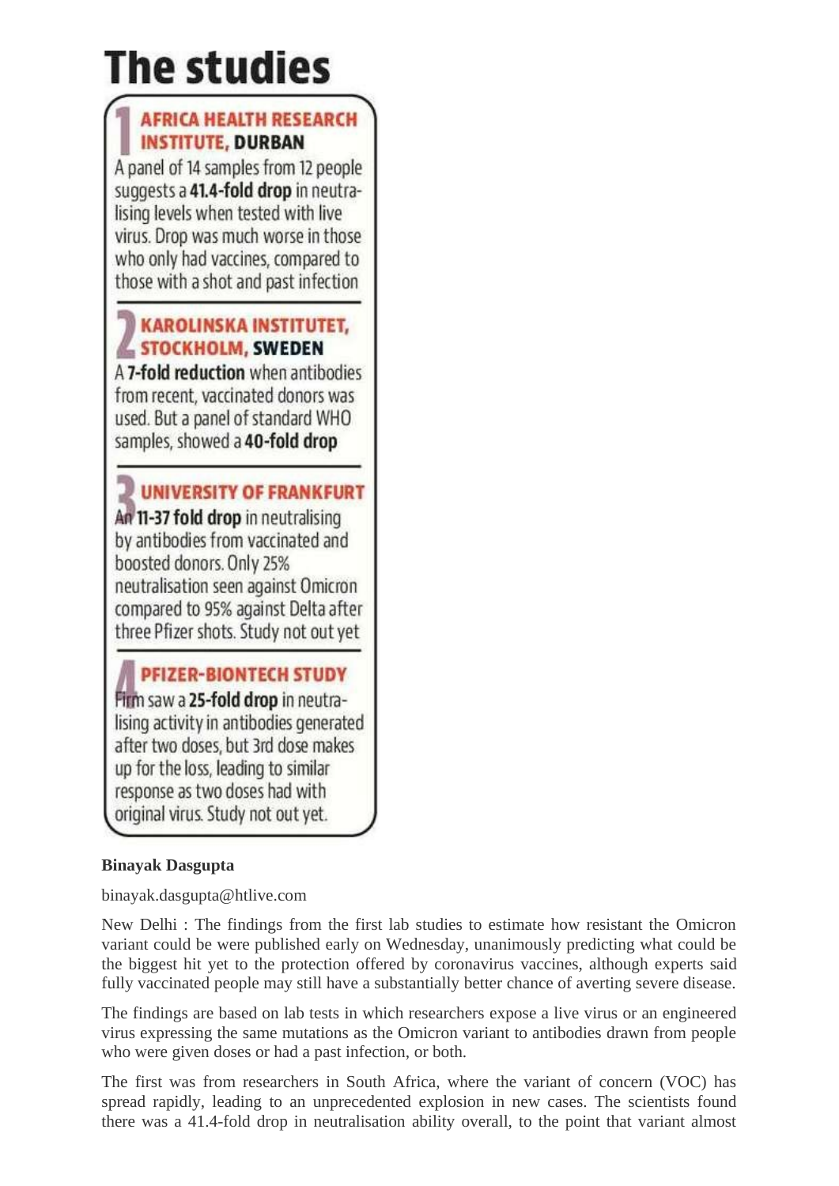# The studies

### 1 AFRICA HEALTH RESEARCH INSTITUTE, DURBAN

A panel of 14 samples from 12 people suggests a **41.4-fold drop** in neutralising levels when tested with live virus. Drop was much worse in those who only had vaccines, compared to those with a shot and past infection

### 2 KAROLINSKA INSTITUTET, STOCKHOLM, SWEDEN

A **7-fold reduction** when antibodies from recent, vaccinated donors was used. But a panel of standard WHO samples, showed a **40-fold drop**

### 3 UNIVERSITY OF FRANKFURT

An **11-37 fold drop** in neutralising by antibodies from vaccinated and boosted donors. Only 25% neutralisation seen against Omicron compared to 95% against Delta after three Pfizer shots. Study not out yet

### 4 PFIZER-BIONTECH STUDY

Firm saw a **25-fold drop** in neutralising activity in antibodies generated after two doses, but 3rd dose makes up for the loss, leading to similar response as two doses had with original virus. Study not out yet.

**Binayak Dasgupta**

binayak.dasgupta@htlive.com

New Delhi : The findings from the first lab studies to estimate how resistant the Omicron variant could be were published early on Wednesday, unanimously predicting what could be the biggest hit yet to the protection offered by coronavirus vaccines, although experts said fully vaccinated people may still have a substantially better chance of averting severe disease.

The findings are based on lab tests in which researchers expose a live virus or an engineered virus expressing the same mutations as the Omicron variant to antibodies drawn from people who were given doses or had a past infection, or both.

The first was from researchers in South Africa, where the variant of concern (VOC) has spread rapidly, leading to an unprecedented explosion in new cases. The scientists found there was a 41.4-fold drop in neutralisation ability overall, to the point that variant almost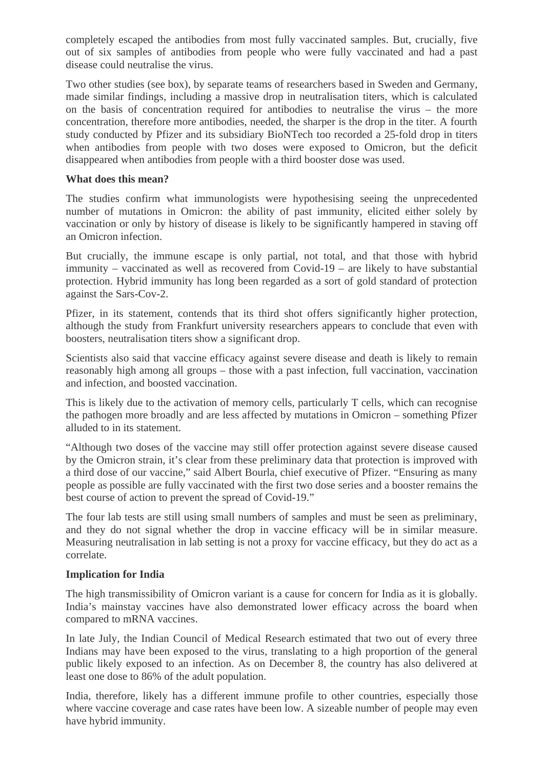completely escaped the antibodies from most fully vaccinated samples. But, crucially, five out of six samples of antibodies from people who were fully vaccinated and had a past disease could neutralise the virus.

Two other studies (see box), by separate teams of researchers based in Sweden and Germany, made similar findings, including a massive drop in neutralisation titers, which is calculated on the basis of concentration required for antibodies to neutralise the virus – the more concentration, therefore more antibodies, needed, the sharper is the drop in the titer. A fourth study conducted by Pfizer and its subsidiary BioNTech too recorded a 25-fold drop in titers when antibodies from people with two doses were exposed to Omicron, but the deficit disappeared when antibodies from people with a third booster dose was used.

**What does this mean?**

The studies confirm what immunologists were hypothesising seeing the unprecedented number of mutations in Omicron: the ability of past immunity, elicited either solely by vaccination or only by history of disease is likely to be significantly hampered in staving off an Omicron infection.

But crucially, the immune escape is only partial, not total, and that those with hybrid immunity – vaccinated as well as recovered from Covid-19 – are likely to have substantial protection. Hybrid immunity has long been regarded as a sort of gold standard of protection against the Sars-Cov-2.

Pfizer, in its statement, contends that its third shot offers significantly higher protection, although the study from Frankfurt university researchers appears to conclude that even with boosters, neutralisation titers show a significant drop.

Scientists also said that vaccine efficacy against severe disease and death is likely to remain reasonably high among all groups – those with a past infection, full vaccination, vaccination and infection, and boosted vaccination.

This is likely due to the activation of memory cells, particularly T cells, which can recognise the pathogen more broadly and are less affected by mutations in Omicron – something Pfizer alluded to in its statement.

"Although two doses of the vaccine may still offer protection against severe disease caused by the Omicron strain, it's clear from these preliminary data that protection is improved with a third dose of our vaccine," said Albert Bourla, chief executive of Pfizer. "Ensuring as many people as possible are fully vaccinated with the first two dose series and a booster remains the best course of action to prevent the spread of Covid-19."

The four lab tests are still using small numbers of samples and must be seen as preliminary, and they do not signal whether the drop in vaccine efficacy will be in similar measure. Measuring neutralisation in lab setting is not a proxy for vaccine efficacy, but they do act as a correlate.

**Implication for India**

The high transmissibility of Omicron variant is a cause for concern for India as it is globally. India's mainstay vaccines have also demonstrated lower efficacy across the board when compared to mRNA vaccines.

In late July, the Indian Council of Medical Research estimated that two out of every three Indians may have been exposed to the virus, translating to a high proportion of the general public likely exposed to an infection. As on December 8, the country has also delivered at least one dose to 86% of the adult population.

India, therefore, likely has a different immune profile to other countries, especially those where vaccine coverage and case rates have been low. A sizeable number of people may even have hybrid immunity.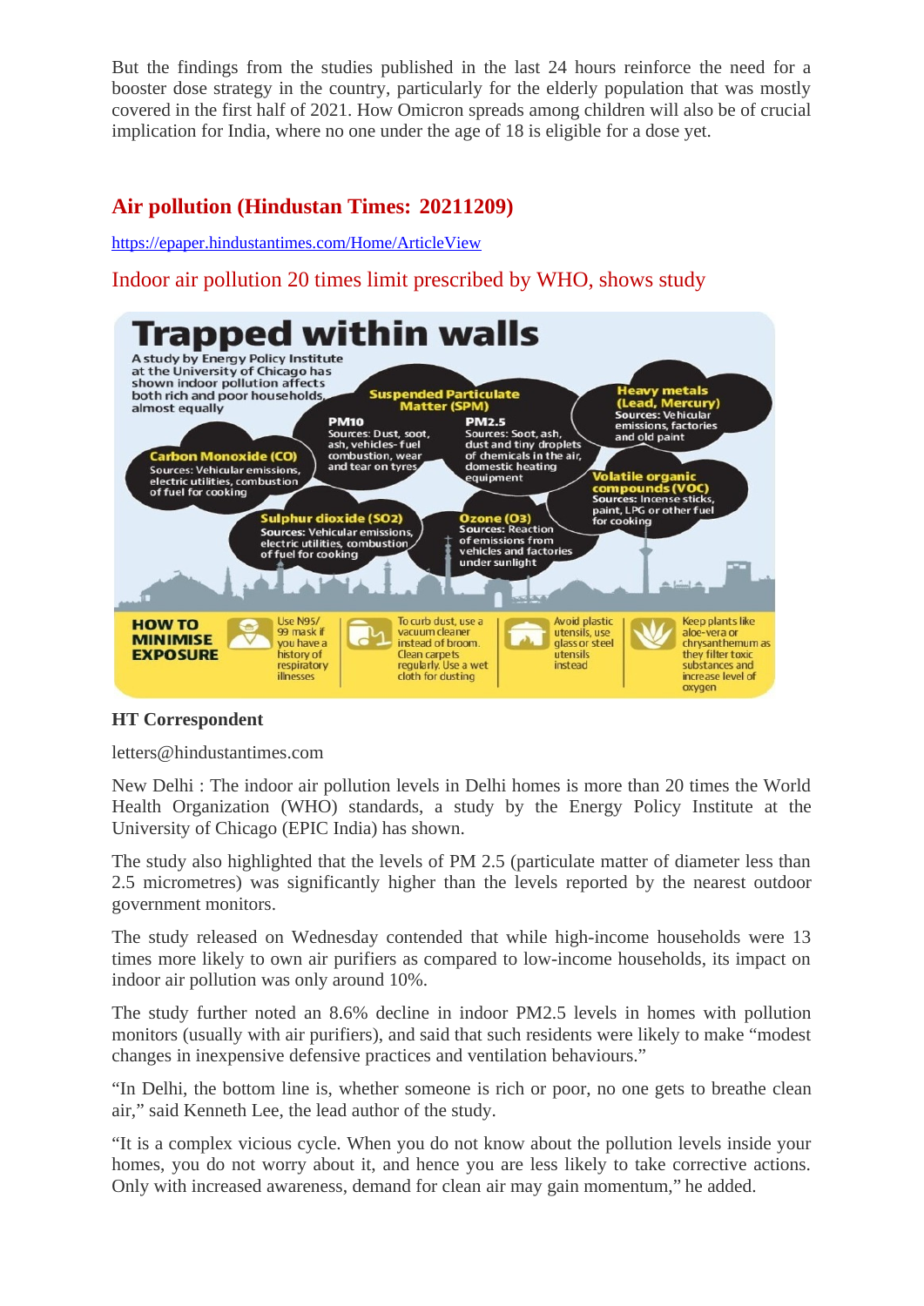But the findings from the studies published in the last 24 hours reinforce the need for a booster dose strategy in the country, particularly for the elderly population that was mostly covered in the first half of 2021. How Omicron spreads among children will also be of crucial implication for India, where no one under the age of 18 is eligible for a dose yet.

## Air pollution (Hindustan Times: 20211209)

https://epaper.hindustantimes.com/Home/ArticleView

### Indoor air pollution 20 times limit prescribed by WHO, shows study

**Trapped within walls**

A study by Energy Policy Institute at the University of Chicago has shown indoor pollution affects both rich and poor households almost equally

**Suspended Particulate Matter (SPM)**

**PM10** Sources: Dust, soot, ash, vehicles- fuel combustion, wear and tear on tyres

**PM2.5** Sources: Soot, ash, dust and tiny droplets of chemicals in the air, domestic heating equipment

**Heavy metals (Lead, Mercury)** Sources: Vehicular emissions, factories and old paint

**Carbon Monoxide (CO)** Sources: Vehicular emissions, electric utilities, combustion of fuel for cooking

**Volatile organic compounds (VOC)** Sources: Incense sticks, paint, LPG or other fuel for cooking

**Sulphur dioxide (SO2)** Sources: Vehicular emissions, electric utilities, combustion of fuel for cooking

**Ozone (O3)** Sources: Reaction of emissions from vehicles and factories under sunlight

**HOW TO MINIMISE EXPOSURE**

- Use N95/ 99 mask if you have a history of respiratory illnesses
- To curb dust, use a vacuum cleaner instead of broom. Clean carpets regularly. Use a wet cloth for dusting
- Avoid plastic utensils, use glass or steel utensils instead
- Keep plants like aloe-vera or chrysanthemum as they filter toxic substances and increase level of oxygen

**HT Correspondent**

letters@hindustantimes.com

New Delhi : The indoor air pollution levels in Delhi homes is more than 20 times the World Health Organization (WHO) standards, a study by the Energy Policy Institute at the University of Chicago (EPIC India) has shown.

The study also highlighted that the levels of PM 2.5 (particulate matter of diameter less than 2.5 micrometres) was significantly higher than the levels reported by the nearest outdoor government monitors.

The study released on Wednesday contended that while high-income households were 13 times more likely to own air purifiers as compared to low-income households, its impact on indoor air pollution was only around 10%.

The study further noted an 8.6% decline in indoor PM2.5 levels in homes with pollution monitors (usually with air purifiers), and said that such residents were likely to make "modest changes in inexpensive defensive practices and ventilation behaviours."

"In Delhi, the bottom line is, whether someone is rich or poor, no one gets to breathe clean air," said Kenneth Lee, the lead author of the study.

"It is a complex vicious cycle. When you do not know about the pollution levels inside your homes, you do not worry about it, and hence you are less likely to take corrective actions. Only with increased awareness, demand for clean air may gain momentum," he added.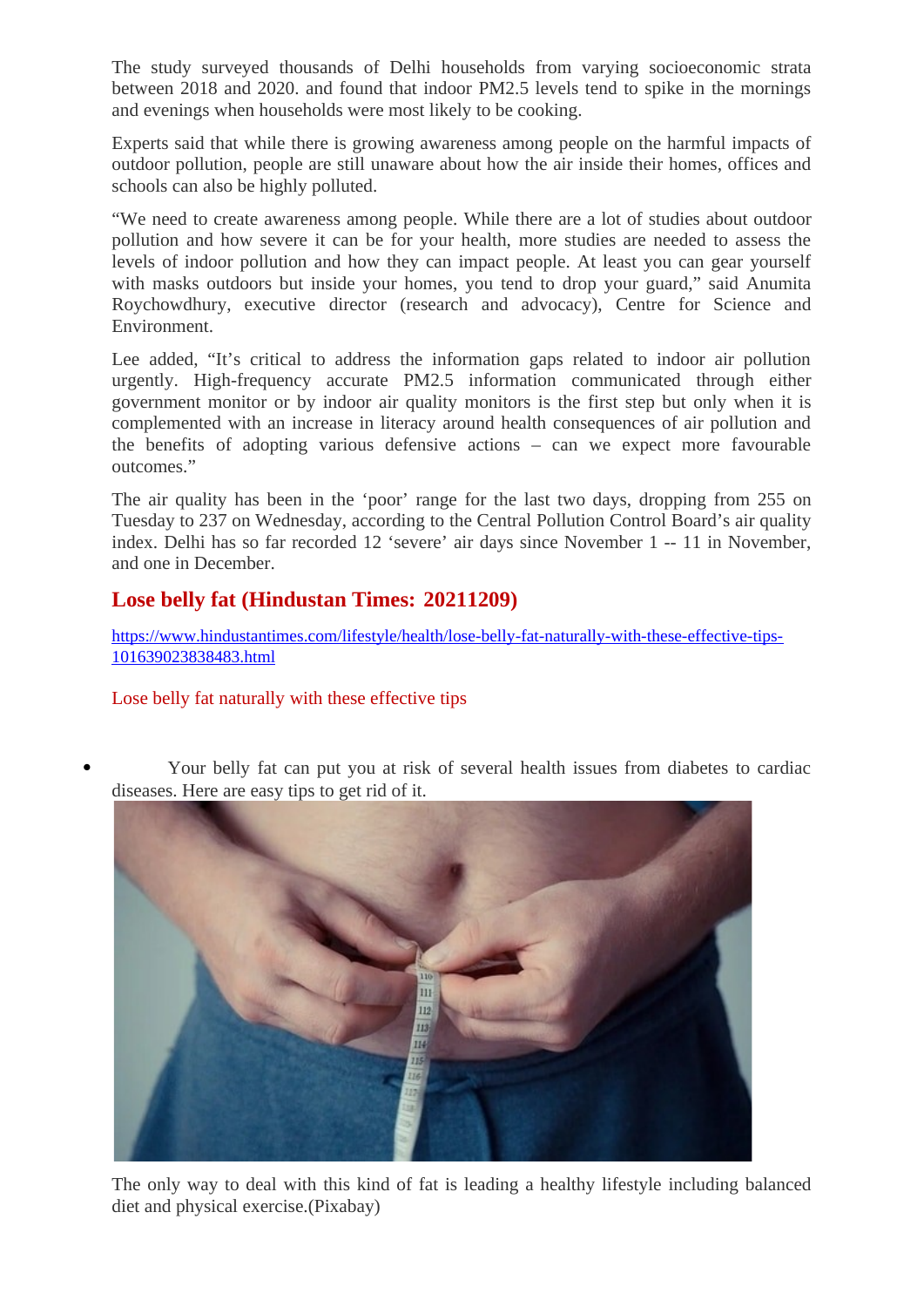The study surveyed thousands of Delhi households from varying socioeconomic strata between 2018 and 2020. and found that indoor PM2.5 levels tend to spike in the mornings and evenings when households were most likely to be cooking.

Experts said that while there is growing awareness among people on the harmful impacts of outdoor pollution, people are still unaware about how the air inside their homes, offices and schools can also be highly polluted.

"We need to create awareness among people. While there are a lot of studies about outdoor pollution and how severe it can be for your health, more studies are needed to assess the levels of indoor pollution and how they can impact people. At least you can gear yourself with masks outdoors but inside your homes, you tend to drop your guard," said Anumita Roychowdhury, executive director (research and advocacy), Centre for Science and Environment.

Lee added, "It's critical to address the information gaps related to indoor air pollution urgently. High-frequency accurate PM2.5 information communicated through either government monitor or by indoor air quality monitors is the first step but only when it is complemented with an increase in literacy around health consequences of air pollution and the benefits of adopting various defensive actions – can we expect more favourable outcomes."

The air quality has been in the 'poor' range for the last two days, dropping from 255 on Tuesday to 237 on Wednesday, according to the Central Pollution Control Board's air quality index. Delhi has so far recorded 12 'severe' air days since November 1 -- 11 in November, and one in December.

## Lose belly fat (Hindustan Times: 20211209)

https://www.hindustantimes.com/lifestyle/health/lose-belly-fat-naturally-with-these-effective-tips-101639023838483.html

Lose belly fat naturally with these effective tips

- Your belly fat can put you at risk of several health issues from diabetes to cardiac diseases. Here are easy tips to get rid of it.

The only way to deal with this kind of fat is leading a healthy lifestyle including balanced diet and physical exercise.(Pixabay)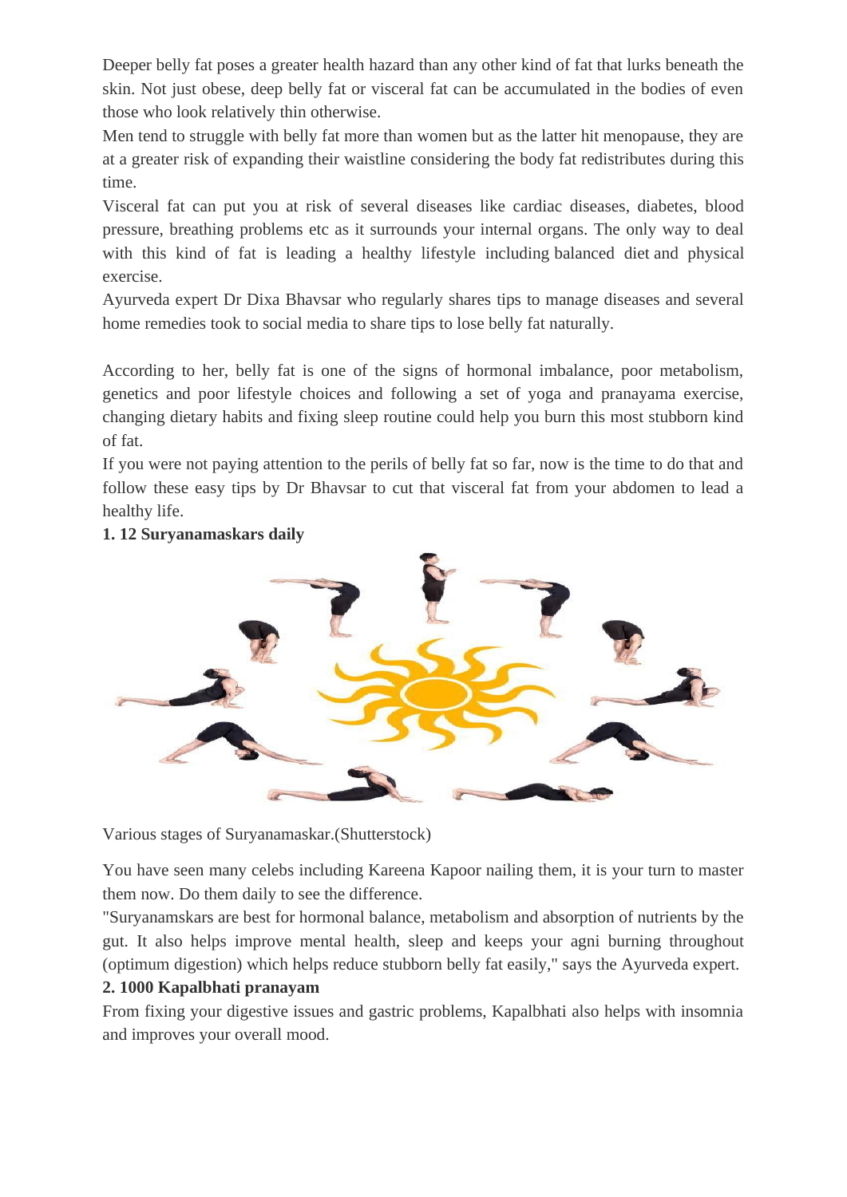Deeper belly fat poses a greater health hazard than any other kind of fat that lurks beneath the skin. Not just obese, deep belly fat or visceral fat can be accumulated in the bodies of even those who look relatively thin otherwise.

Men tend to struggle with belly fat more than women but as the latter hit menopause, they are at a greater risk of expanding their waistline considering the body fat redistributes during this time.

Visceral fat can put you at risk of several diseases like cardiac diseases, diabetes, blood pressure, breathing problems etc as it surrounds your internal organs. The only way to deal with this kind of fat is leading a healthy lifestyle including balanced diet and physical exercise.

Ayurveda expert Dr Dixa Bhavsar who regularly shares tips to manage diseases and several home remedies took to social media to share tips to lose belly fat naturally.

According to her, belly fat is one of the signs of hormonal imbalance, poor metabolism, genetics and poor lifestyle choices and following a set of yoga and pranayama exercise, changing dietary habits and fixing sleep routine could help you burn this most stubborn kind of fat.

If you were not paying attention to the perils of belly fat so far, now is the time to do that and follow these easy tips by Dr Bhavsar to cut that visceral fat from your abdomen to lead a healthy life.

**1. 12 Suryanamaskars daily**

Various stages of Suryanamaskar.(Shutterstock)

You have seen many celebs including Kareena Kapoor nailing them, it is your turn to master them now. Do them daily to see the difference.

"Suryanamskars are best for hormonal balance, metabolism and absorption of nutrients by the gut. It also helps improve mental health, sleep and keeps your agni burning throughout (optimum digestion) which helps reduce stubborn belly fat easily," says the Ayurveda expert.

**2. 1000 Kapalbhati pranayam**

From fixing your digestive issues and gastric problems, Kapalbhati also helps with insomnia and improves your overall mood.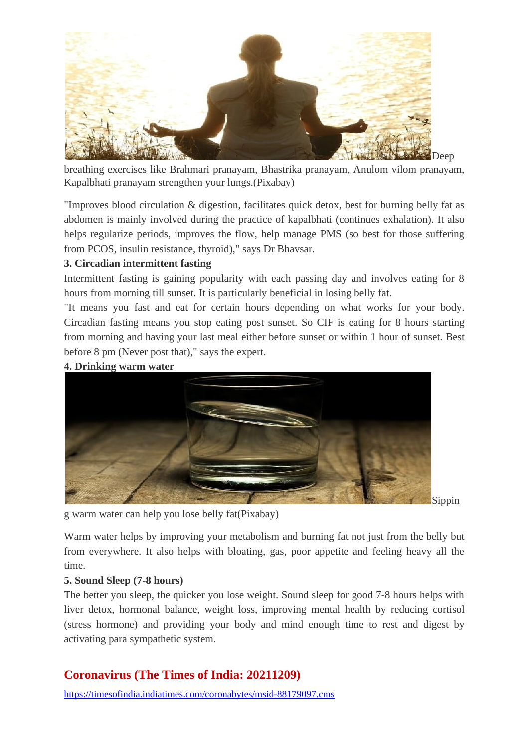Deep breathing exercises like Brahmari pranayam, Bhastrika pranayam, Anulom vilom pranayam, Kapalbhati pranayam strengthen your lungs.(Pixabay)

"Improves blood circulation & digestion, facilitates quick detox, best for burning belly fat as abdomen is mainly involved during the practice of kapalbhati (continues exhalation). It also helps regularize periods, improves the flow, help manage PMS (so best for those suffering from PCOS, insulin resistance, thyroid)," says Dr Bhavsar.

**3. Circadian intermittent fasting**

Intermittent fasting is gaining popularity with each passing day and involves eating for 8 hours from morning till sunset. It is particularly beneficial in losing belly fat.

"It means you fast and eat for certain hours depending on what works for your body. Circadian fasting means you stop eating post sunset. So CIF is eating for 8 hours starting from morning and having your last meal either before sunset or within 1 hour of sunset. Best before 8 pm (Never post that)," says the expert.

**4. Drinking warm water**

Sipping warm water can help you lose belly fat(Pixabay)

Warm water helps by improving your metabolism and burning fat not just from the belly but from everywhere. It also helps with bloating, gas, poor appetite and feeling heavy all the time.

**5. Sound Sleep (7-8 hours)**

The better you sleep, the quicker you lose weight. Sound sleep for good 7-8 hours helps with liver detox, hormonal balance, weight loss, improving mental health by reducing cortisol (stress hormone) and providing your body and mind enough time to rest and digest by activating para sympathetic system.

## Coronavirus (The Times of India: 20211209)

https://timesofindia.indiatimes.com/coronabytes/msid-88179097.cms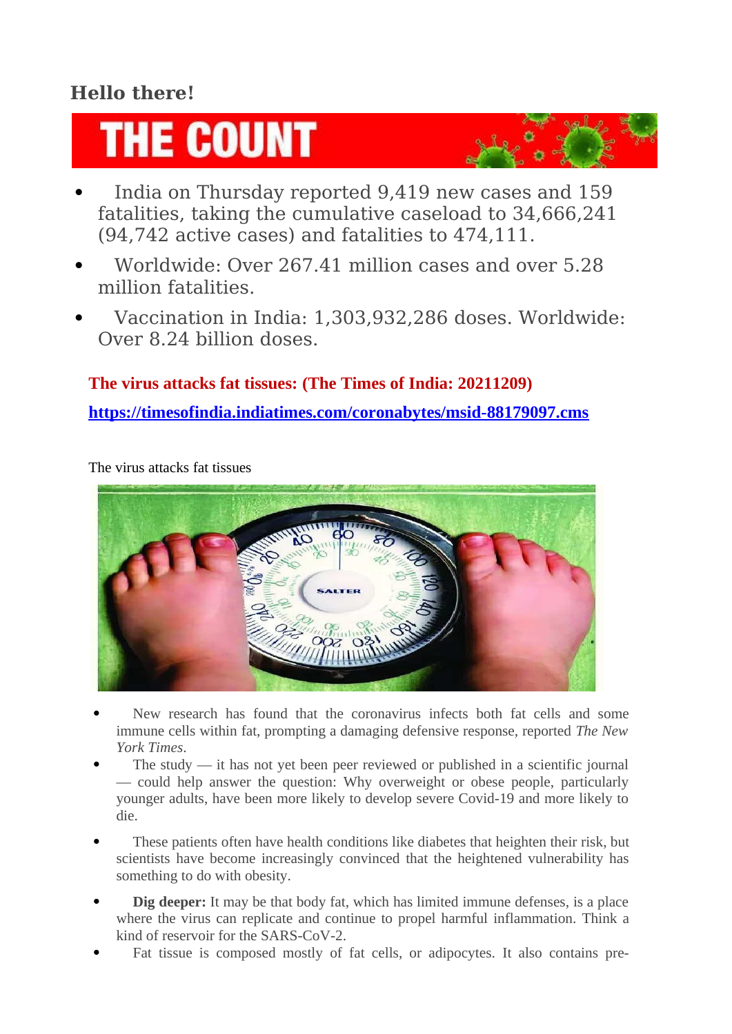**Hello there!**

# THE COUNT

- India on Thursday reported 9,419 new cases and 159 fatalities, taking the cumulative caseload to 34,666,241 (94,742 active cases) and fatalities to 474,111.
- Worldwide: Over 267.41 million cases and over 5.28 million fatalities.
- Vaccination in India: 1,303,932,286 doses. Worldwide: Over 8.24 billion doses.

**The virus attacks fat tissues: (The Times of India: 20211209)**

**https://timesofindia.indiatimes.com/coronabytes/msid-88179097.cms**

The virus attacks fat tissues

- New research has found that the coronavirus infects both fat cells and some immune cells within fat, prompting a damaging defensive response, reported *The New York Times*.
- The study — it has not yet been peer reviewed or published in a scientific journal — could help answer the question: Why overweight or obese people, particularly younger adults, have been more likely to develop severe Covid-19 and more likely to die.
- These patients often have health conditions like diabetes that heighten their risk, but scientists have become increasingly convinced that the heightened vulnerability has something to do with obesity.
- **Dig deeper:** It may be that body fat, which has limited immune defenses, is a place where the virus can replicate and continue to propel harmful inflammation. Think a kind of reservoir for the SARS-CoV-2.
- Fat tissue is composed mostly of fat cells, or adipocytes. It also contains pre-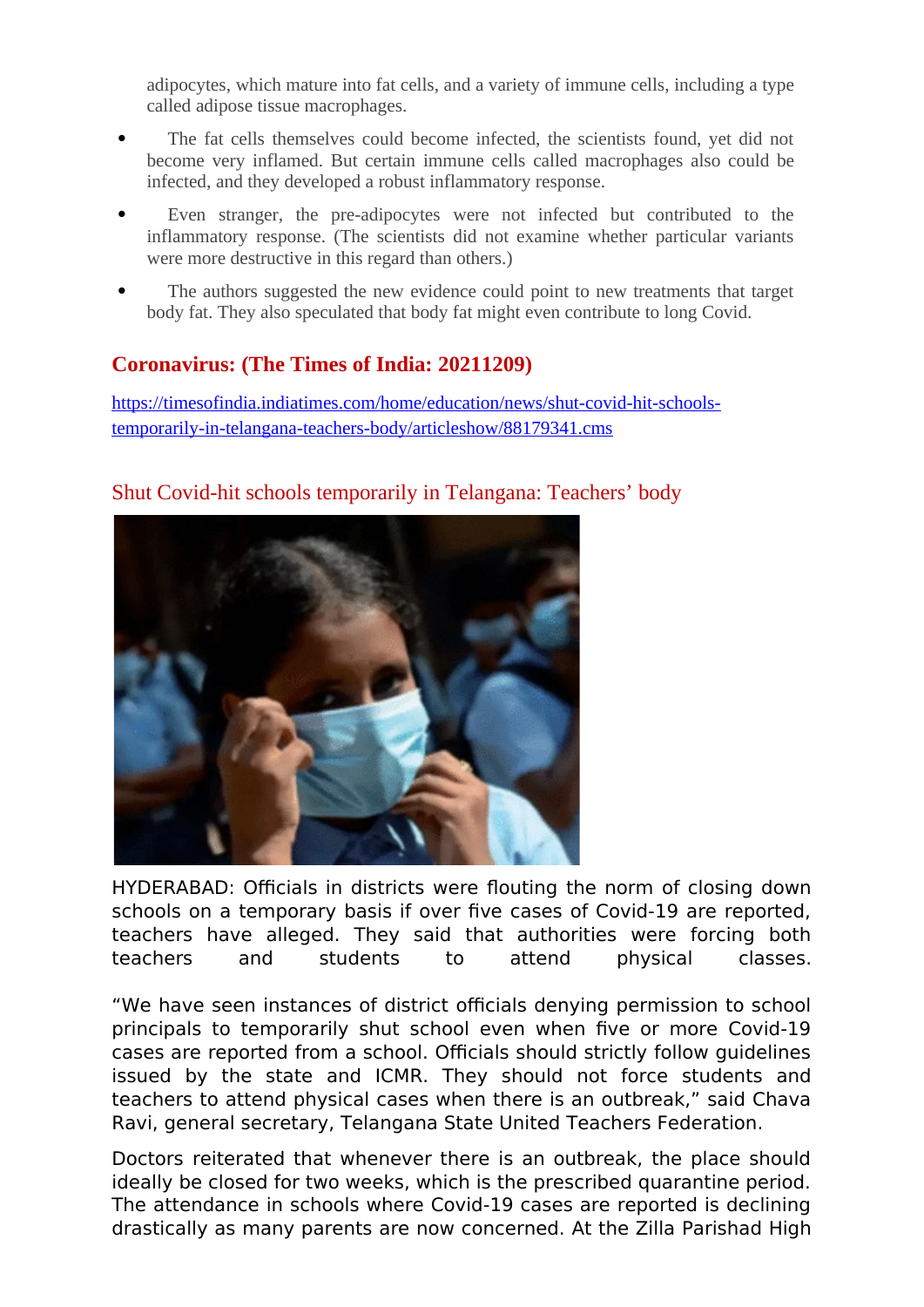adipocytes, which mature into fat cells, and a variety of immune cells, including a type called adipose tissue macrophages.

- The fat cells themselves could become infected, the scientists found, yet did not become very inflamed. But certain immune cells called macrophages also could be infected, and they developed a robust inflammatory response.
- Even stranger, the pre-adipocytes were not infected but contributed to the inflammatory response. (The scientists did not examine whether particular variants were more destructive in this regard than others.)
- The authors suggested the new evidence could point to new treatments that target body fat. They also speculated that body fat might even contribute to long Covid.

## Coronavirus: (The Times of India: 20211209)

https://timesofindia.indiatimes.com/home/education/news/shut-covid-hit-schools-temporarily-in-telangana-teachers-body/articleshow/88179341.cms

### Shut Covid-hit schools temporarily in Telangana: Teachers' body

HYDERABAD: Officials in districts were flouting the norm of closing down schools on a temporary basis if over five cases of Covid-19 are reported, teachers have alleged. They said that authorities were forcing both teachers and students to attend physical classes.

"We have seen instances of district officials denying permission to school principals to temporarily shut school even when five or more Covid-19 cases are reported from a school. Officials should strictly follow guidelines issued by the state and ICMR. They should not force students and teachers to attend physical cases when there is an outbreak," said Chava Ravi, general secretary, Telangana State United Teachers Federation.

Doctors reiterated that whenever there is an outbreak, the place should ideally be closed for two weeks, which is the prescribed quarantine period. The attendance in schools where Covid-19 cases are reported is declining drastically as many parents are now concerned. At the Zilla Parishad High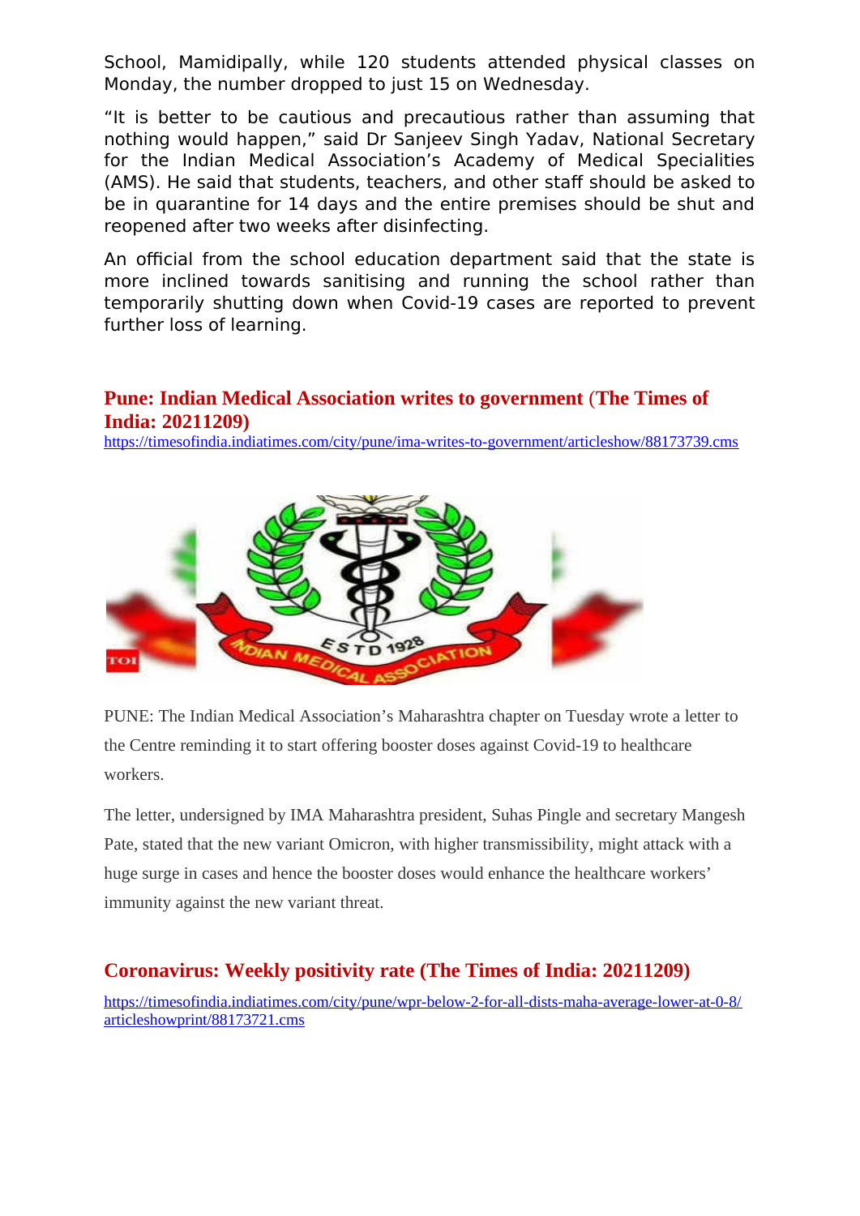School, Mamidipally, while 120 students attended physical classes on Monday, the number dropped to just 15 on Wednesday.

"It is better to be cautious and precautious rather than assuming that nothing would happen," said Dr Sanjeev Singh Yadav, National Secretary for the Indian Medical Association's Academy of Medical Specialities (AMS). He said that students, teachers, and other staff should be asked to be in quarantine for 14 days and the entire premises should be shut and reopened after two weeks after disinfecting.

An official from the school education department said that the state is more inclined towards sanitising and running the school rather than temporarily shutting down when Covid-19 cases are reported to prevent further loss of learning.

## Pune: Indian Medical Association writes to government (The Times of India: 20211209)

https://timesofindia.indiatimes.com/city/pune/ima-writes-to-government/articleshow/88173739.cms

PUNE: The Indian Medical Association's Maharashtra chapter on Tuesday wrote a letter to the Centre reminding it to start offering booster doses against Covid-19 to healthcare workers.

The letter, undersigned by IMA Maharashtra president, Suhas Pingle and secretary Mangesh Pate, stated that the new variant Omicron, with higher transmissibility, might attack with a huge surge in cases and hence the booster doses would enhance the healthcare workers' immunity against the new variant threat.

## Coronavirus: Weekly positivity rate (The Times of India: 20211209)

https://timesofindia.indiatimes.com/city/pune/wpr-below-2-for-all-dists-maha-average-lower-at-0-8/articleshowprint/88173721.cms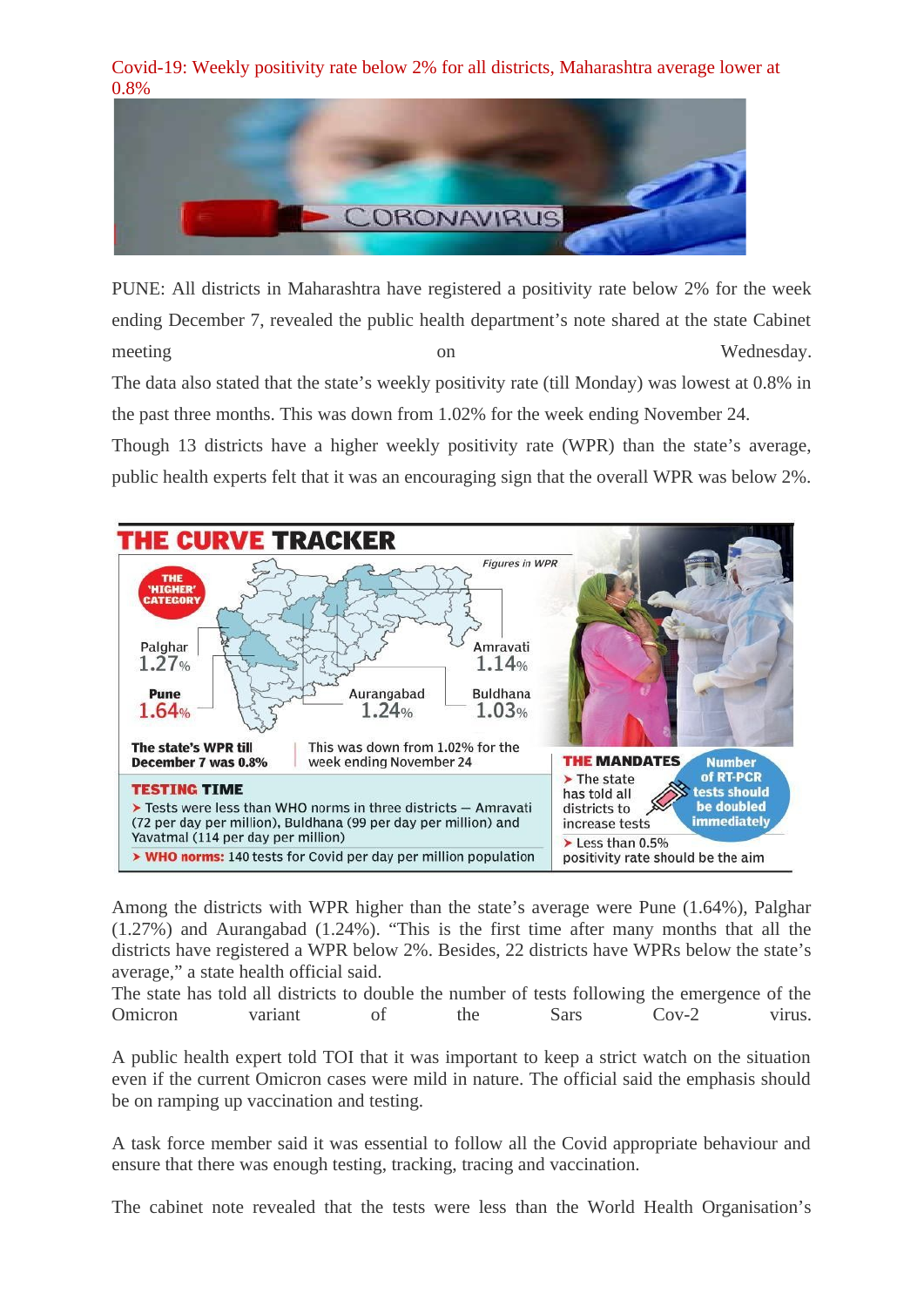Covid-19: Weekly positivity rate below 2% for all districts, Maharashtra average lower at 0.8%

PUNE: All districts in Maharashtra have registered a positivity rate below 2% for the week ending December 7, revealed the public health department's note shared at the state Cabinet meeting on Wednesday.

The data also stated that the state's weekly positivity rate (till Monday) was lowest at 0.8% in the past three months. This was down from 1.02% for the week ending November 24.

Though 13 districts have a higher weekly positivity rate (WPR) than the state's average, public health experts felt that it was an encouraging sign that the overall WPR was below 2%.

**THE CURVE TRACKER**

*Figures in WPR*

THE 'HIGHER' CATEGORY

Palghar 1.27%

Pune 1.64%

Aurangabad 1.24%

Amravati 1.14%

Buldhana 1.03%

**The state's WPR till December 7 was 0.8%**

This was down from 1.02% for the week ending November 24

**TESTING TIME**

- Tests were less than WHO norms in three districts – Amravati (72 per day per million), Buldhana (99 per day per million) and Yavatmal (114 per day per million)
- **WHO norms:** 140 tests for Covid per day per million population

**THE MANDATES**

- The state has told all districts to increase tests
- Less than 0.5% positivity rate should be the aim

**Number of RT-PCR tests should be doubled immediately**

Among the districts with WPR higher than the state's average were Pune (1.64%), Palghar (1.27%) and Aurangabad (1.24%). "This is the first time after many months that all the districts have registered a WPR below 2%. Besides, 22 districts have WPRs below the state's average," a state health official said.

The state has told all districts to double the number of tests following the emergence of the Omicron variant of the Sars Cov-2 virus.

A public health expert told TOI that it was important to keep a strict watch on the situation even if the current Omicron cases were mild in nature. The official said the emphasis should be on ramping up vaccination and testing.

A task force member said it was essential to follow all the Covid appropriate behaviour and ensure that there was enough testing, tracking, tracing and vaccination.

The cabinet note revealed that the tests were less than the World Health Organisation's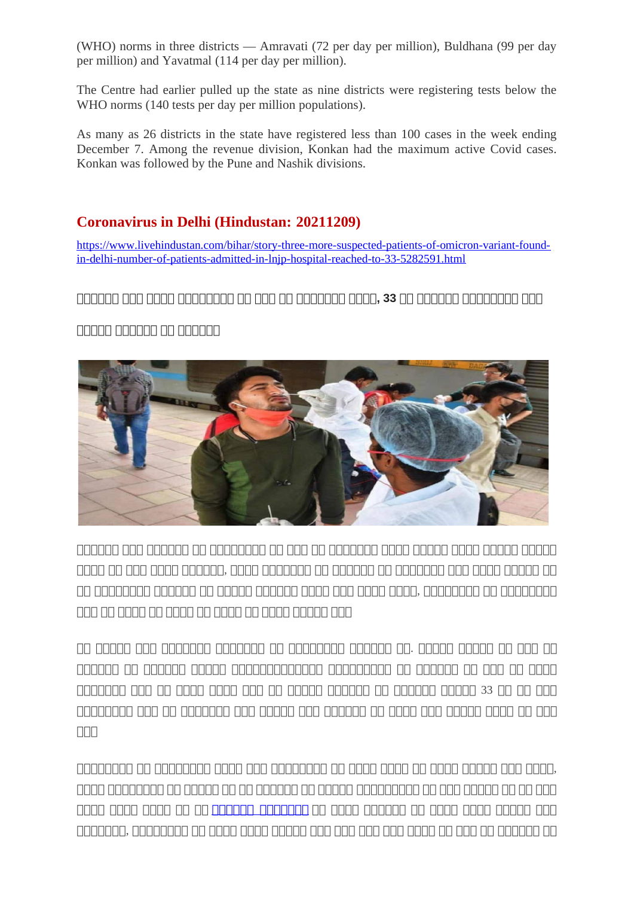(WHO) norms in three districts — Amravati (72 per day per million), Buldhana (99 per day per million) and Yavatmal (114 per day per million).

The Centre had earlier pulled up the state as nine districts were registering tests below the WHO norms (140 tests per day per million populations).

As many as 26 districts in the state have registered less than 100 cases in the week ending December 7. Among the revenue division, Konkan had the maximum active Covid cases. Konkan was followed by the Pune and Nashik divisions.

## Coronavirus in Delhi (Hindustan: 20211209)

https://www.livehindustan.com/bihar/story-three-more-suspected-patients-of-omicron-variant-found-in-delhi-number-of-patients-admitted-in-lnjp-hospital-reached-to-33-5282591.html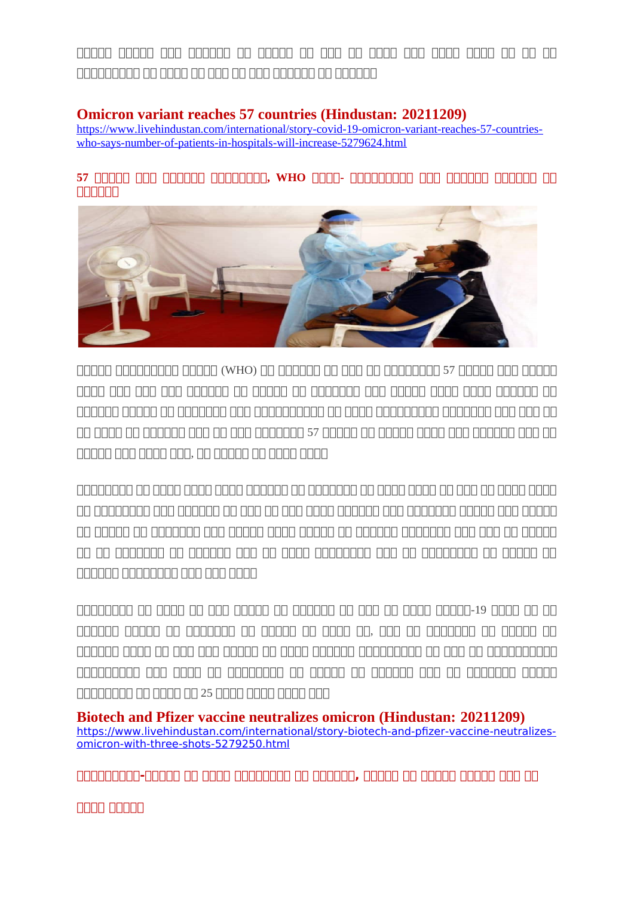## Omicron variant reaches 57 countries (Hindustan: 20211209)

https://www.livehindustan.com/international/story-covid-19-omicron-variant-reaches-57-countries-who-says-number-of-patients-in-hospitals-will-increase-5279624.html

### 57 □□□□□ □□□ □□□□□□ □□□□□□□□, WHO □□□□- □□□□□□□□□ □□□ □□□□□□ □□□□□□ □□ □□□□□□

□□□□□ □□□□□□□□□ □□□□□ (WHO) □□ □□□□□□ □□ □□□ □□ □□□□□□□□ 57 □□□□□ □□□ □□□□□ □□□□ □□□ □□□ □□□ □□□□□□ □□ □□□□□ □□ □□□□□□□ □□□ □□□□□ □□□□ □□□□ □□□□□□ □□ □□□□□□ □□□□□ □□ □□□□□□□ □□□ □□□□□□□□□□ □□ □□□□ □□□□□□□□□ □□□□□□□ □□□ □□□ □□ □□ □□□□ □□ □□□□□□ □□□ □□ □□□ □□□□□□□ 57 □□□□□ □□ □□□□□ □□□□ □□□ □□□□□□ □□□ □□ □□□□□ □□□ □□□□ □□□, □□ □□□□□ □□ □□□□ □□□□

□□□□□□□□ □□ □□□□ □□□□ □□□□ □□□□□□ □□ □□□□□□□ □□ □□□□ □□□□ □□ □□□ □□ □□□□ □□□□ □□ □□□□□□□□ □□□ □□□□□□ □□ □□□ □□ □□□ □□□□ □□□□□□ □□□ □□□□□□□ □□□□□ □□□ □□□□□ □□ □□□□□ □□ □□□□□□□ □□□ □□□□□ □□□□ □□□□□ □□ □□□□□□ □□□□□□□ □□□ □□□ □□ □□□□□ □□ □□ □□□□□□□ □□ □□□□□□ □□□ □□ □□□□ □□□□□□□□ □□□ □□ □□□□□□□□ □□ □□□□□ □□ □□□□□□ □□□□□□□□ □□□ □□□ □□□□

□□□□□□□□ □□ □□□□ □□ □□□ □□□□□ □□ □□□□□□ □□ □□□ □□ □□□□ □□□□□-19 □□□□ □□ □□ □□□□□□ □□□□□ □□ □□□□□□□ □□ □□□□□ □□ □□□□ □□, □□□ □□ □□□□□□□ □□ □□□□□ □□ □□□□□□ □□□□ □□ □□□ □□□ □□□□□ □□ □□□□ □□□□□□ □□□□□□□□□ □□ □□□ □□ □□□□□□□□□□ □□□□□□□□□ □□□ □□□□ □□ □□□□□□□□ □□ □□□□□ □□ □□□□□□ □□□ □□ □□□□□□□ □□□□□ □□□□□□□□ □□ □□□□ □□ 25 □□□□ □□□□ □□□□ □□□

## Biotech and Pfizer vaccine neutralizes omicron (Hindustan: 20211209)

https://www.livehindustan.com/international/story-biotech-and-pfizer-vaccine-neutralizes-omicron-with-three-shots-5279250.html

### □□□□□□□□□-□□□□□ □□ □□□□ □□□□□□□□ □□ □□□□□□, □□□□□ □□ □□□□□ □□□□□ □□□ □□ □□□□ □□□□□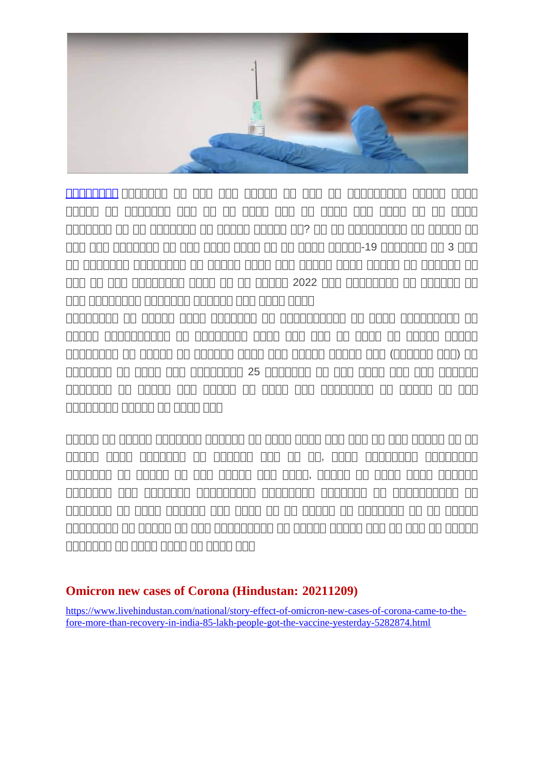**Omicron new cases of Corona (Hindustan: 20211209)**

https://www.livehindustan.com/national/story-effect-of-omicron-new-cases-of-corona-came-to-the-fore-more-than-recovery-in-india-85-lakh-people-got-the-vaccine-yesterday-5282874.html